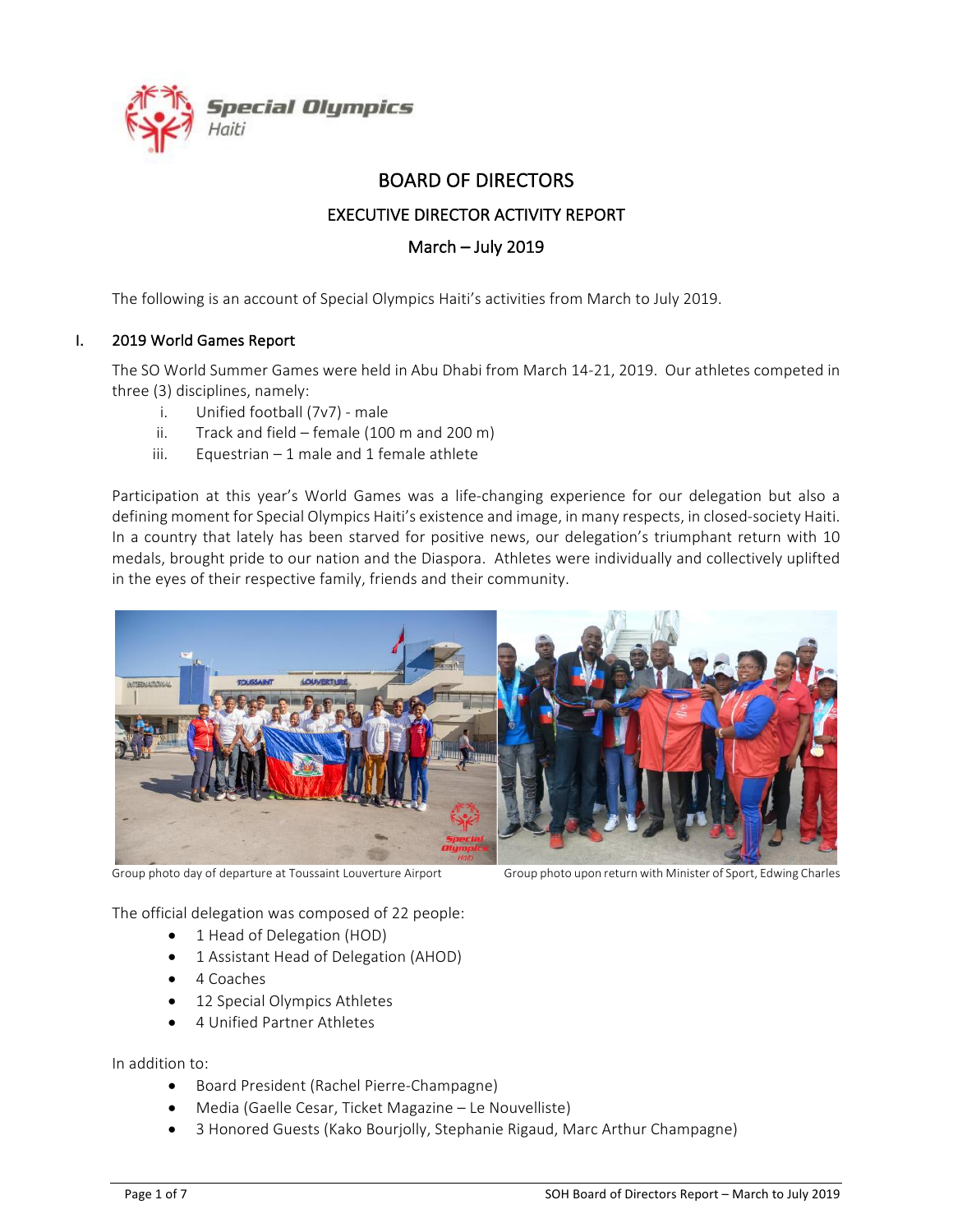Special Olympics Haiti

# BOARD OF DIRECTORS

## EXECUTIVE DIRECTOR ACTIVITY REPORT

## March – July 2019

The following is an account of Special Olympics Haiti's activities from March to July 2019.

### I. 2019 World Games Report

The SO World Summer Games were held in Abu Dhabi from March 14-21, 2019. Our athletes competed in three (3) disciplines, namely:

i. Unified football (7v7) - male
ii. Track and field – female (100 m and 200 m)
iii. Equestrian – 1 male and 1 female athlete

Participation at this year's World Games was a life-changing experience for our delegation but also a defining moment for Special Olympics Haiti's existence and image, in many respects, in closed-society Haiti. In a country that lately has been starved for positive news, our delegation's triumphant return with 10 medals, brought pride to our nation and the Diaspora. Athletes were individually and collectively uplifted in the eyes of their respective family, friends and their community.

Group photo day of departure at Toussaint Louverture Airport

Group photo upon return with Minister of Sport, Edwing Charles

The official delegation was composed of 22 people:

- 1 Head of Delegation (HOD)
- 1 Assistant Head of Delegation (AHOD)
- 4 Coaches
- 12 Special Olympics Athletes
- 4 Unified Partner Athletes

In addition to:

- Board President (Rachel Pierre-Champagne)
- Media (Gaelle Cesar, Ticket Magazine – Le Nouvelliste)
- 3 Honored Guests (Kako Bourjolly, Stephanie Rigaud, Marc Arthur Champagne)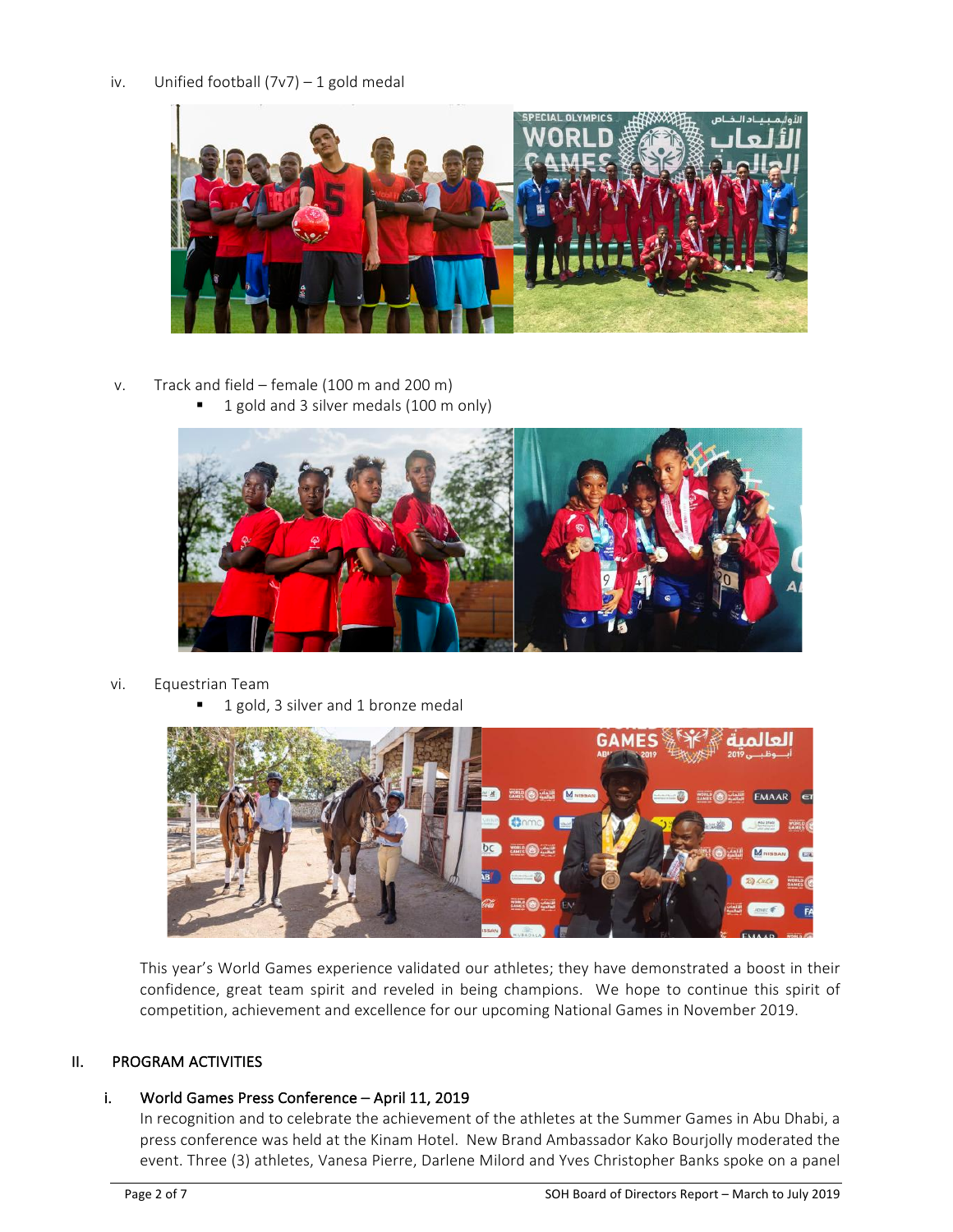iv. Unified football (7v7) – 1 gold medal

v. Track and field – female (100 m and 200 m)
   - 1 gold and 3 silver medals (100 m only)

vi. Equestrian Team
   - 1 gold, 3 silver and 1 bronze medal

This year's World Games experience validated our athletes; they have demonstrated a boost in their confidence, great team spirit and reveled in being champions. We hope to continue this spirit of competition, achievement and excellence for our upcoming National Games in November 2019.

## II. PROGRAM ACTIVITIES

### i. World Games Press Conference – April 11, 2019

In recognition and to celebrate the achievement of the athletes at the Summer Games in Abu Dhabi, a press conference was held at the Kinam Hotel. New Brand Ambassador Kako Bourjolly moderated the event. Three (3) athletes, Vanesa Pierre, Darlene Milord and Yves Christopher Banks spoke on a panel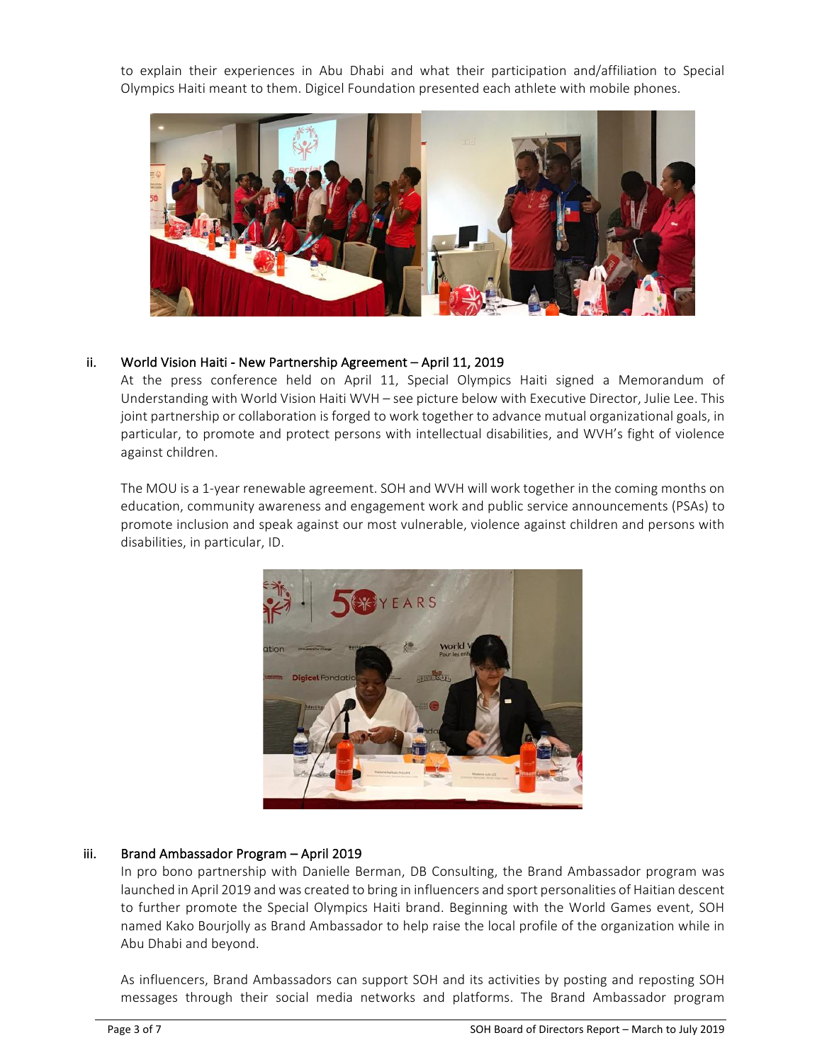to explain their experiences in Abu Dhabi and what their participation and/affiliation to Special Olympics Haiti meant to them. Digicel Foundation presented each athlete with mobile phones.

ii. **World Vision Haiti - New Partnership Agreement – April 11, 2019**

At the press conference held on April 11, Special Olympics Haiti signed a Memorandum of Understanding with World Vision Haiti WVH – see picture below with Executive Director, Julie Lee. This joint partnership or collaboration is forged to work together to advance mutual organizational goals, in particular, to promote and protect persons with intellectual disabilities, and WVH's fight of violence against children.

The MOU is a 1-year renewable agreement. SOH and WVH will work together in the coming months on education, community awareness and engagement work and public service announcements (PSAs) to promote inclusion and speak against our most vulnerable, violence against children and persons with disabilities, in particular, ID.

iii. **Brand Ambassador Program – April 2019**

In pro bono partnership with Danielle Berman, DB Consulting, the Brand Ambassador program was launched in April 2019 and was created to bring in influencers and sport personalities of Haitian descent to further promote the Special Olympics Haiti brand. Beginning with the World Games event, SOH named Kako Bourjolly as Brand Ambassador to help raise the local profile of the organization while in Abu Dhabi and beyond.

As influencers, Brand Ambassadors can support SOH and its activities by posting and reposting SOH messages through their social media networks and platforms. The Brand Ambassador program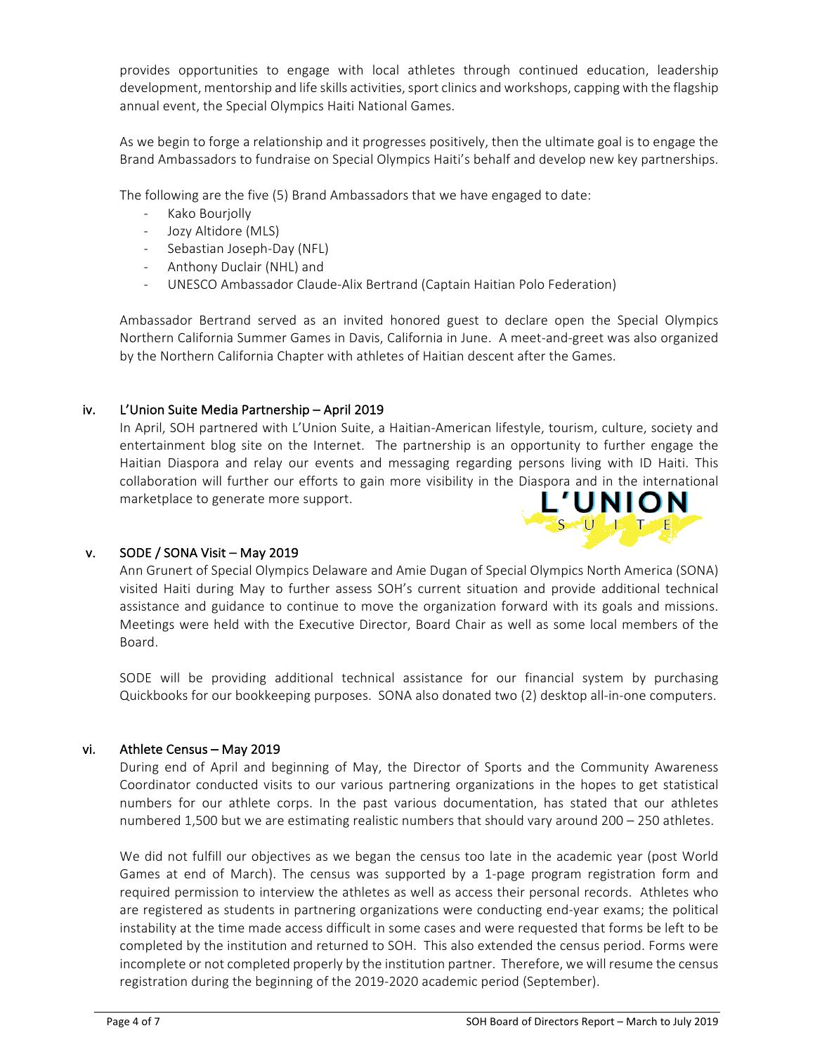provides opportunities to engage with local athletes through continued education, leadership development, mentorship and life skills activities, sport clinics and workshops, capping with the flagship annual event, the Special Olympics Haiti National Games.

As we begin to forge a relationship and it progresses positively, then the ultimate goal is to engage the Brand Ambassadors to fundraise on Special Olympics Haiti's behalf and develop new key partnerships.

The following are the five (5) Brand Ambassadors that we have engaged to date:

- Kako Bourjolly
- Jozy Altidore (MLS)
- Sebastian Joseph-Day (NFL)
- Anthony Duclair (NHL) and
- UNESCO Ambassador Claude-Alix Bertrand (Captain Haitian Polo Federation)

Ambassador Bertrand served as an invited honored guest to declare open the Special Olympics Northern California Summer Games in Davis, California in June. A meet-and-greet was also organized by the Northern California Chapter with athletes of Haitian descent after the Games.

### iv. L'Union Suite Media Partnership – April 2019

In April, SOH partnered with L'Union Suite, a Haitian-American lifestyle, tourism, culture, society and entertainment blog site on the Internet. The partnership is an opportunity to further engage the Haitian Diaspora and relay our events and messaging regarding persons living with ID Haiti. This collaboration will further our efforts to gain more visibility in the Diaspora and in the international marketplace to generate more support.

L'UNION SUITE

### v. SODE / SONA Visit – May 2019

Ann Grunert of Special Olympics Delaware and Amie Dugan of Special Olympics North America (SONA) visited Haiti during May to further assess SOH's current situation and provide additional technical assistance and guidance to continue to move the organization forward with its goals and missions. Meetings were held with the Executive Director, Board Chair as well as some local members of the Board.

SODE will be providing additional technical assistance for our financial system by purchasing Quickbooks for our bookkeeping purposes. SONA also donated two (2) desktop all-in-one computers.

### vi. Athlete Census – May 2019

During end of April and beginning of May, the Director of Sports and the Community Awareness Coordinator conducted visits to our various partnering organizations in the hopes to get statistical numbers for our athlete corps. In the past various documentation, has stated that our athletes numbered 1,500 but we are estimating realistic numbers that should vary around 200 – 250 athletes.

We did not fulfill our objectives as we began the census too late in the academic year (post World Games at end of March). The census was supported by a 1-page program registration form and required permission to interview the athletes as well as access their personal records. Athletes who are registered as students in partnering organizations were conducting end-year exams; the political instability at the time made access difficult in some cases and were requested that forms be left to be completed by the institution and returned to SOH. This also extended the census period. Forms were incomplete or not completed properly by the institution partner. Therefore, we will resume the census registration during the beginning of the 2019-2020 academic period (September).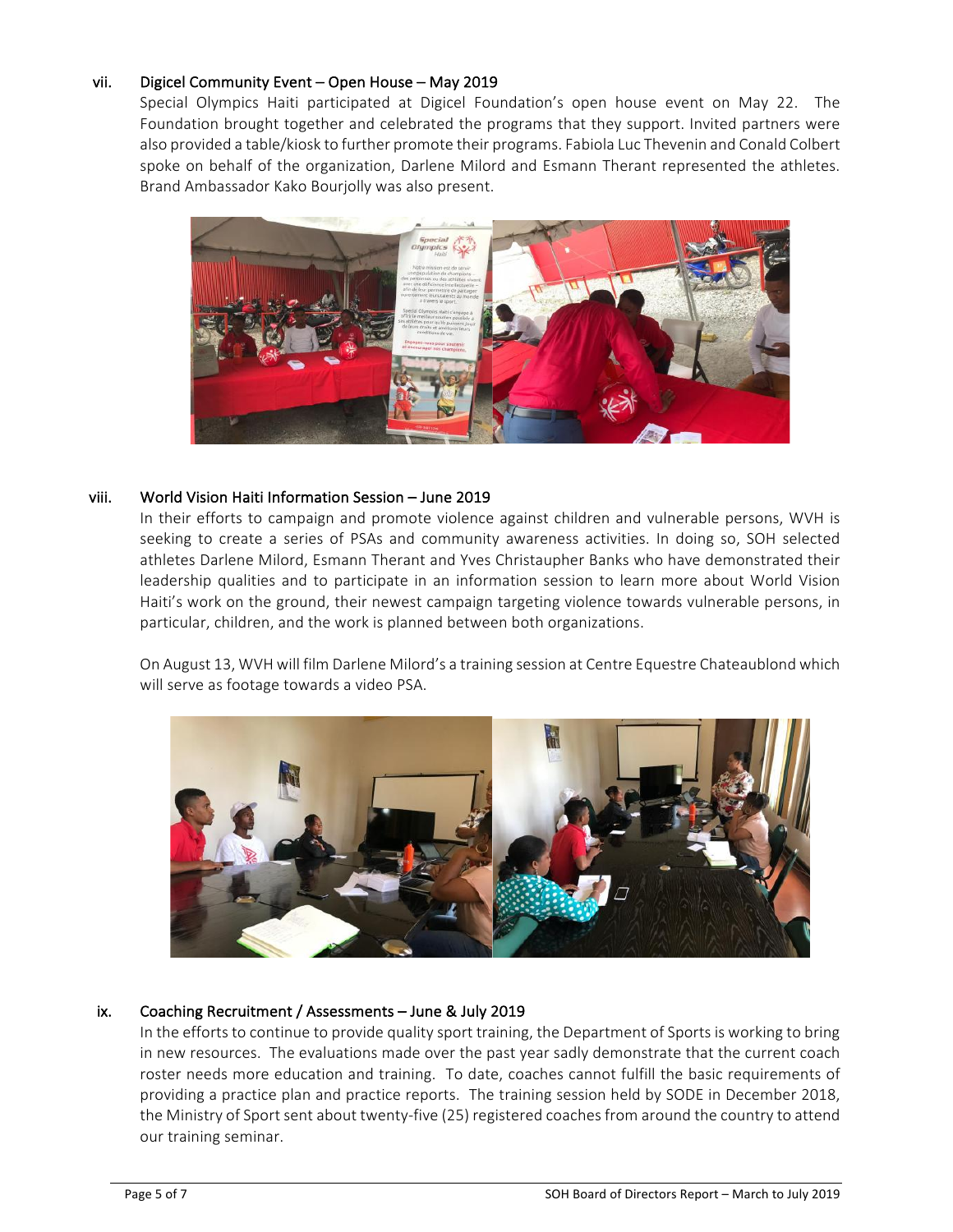vii. Digicel Community Event – Open House – May 2019

Special Olympics Haiti participated at Digicel Foundation's open house event on May 22. The Foundation brought together and celebrated the programs that they support. Invited partners were also provided a table/kiosk to further promote their programs. Fabiola Luc Thevenin and Conald Colbert spoke on behalf of the organization, Darlene Milord and Esmann Therant represented the athletes. Brand Ambassador Kako Bourjolly was also present.

viii. World Vision Haiti Information Session – June 2019

In their efforts to campaign and promote violence against children and vulnerable persons, WVH is seeking to create a series of PSAs and community awareness activities. In doing so, SOH selected athletes Darlene Milord, Esmann Therant and Yves Christaupher Banks who have demonstrated their leadership qualities and to participate in an information session to learn more about World Vision Haiti's work on the ground, their newest campaign targeting violence towards vulnerable persons, in particular, children, and the work is planned between both organizations.

On August 13, WVH will film Darlene Milord's a training session at Centre Equestre Chateaublond which will serve as footage towards a video PSA.

ix. Coaching Recruitment / Assessments – June & July 2019

In the efforts to continue to provide quality sport training, the Department of Sports is working to bring in new resources. The evaluations made over the past year sadly demonstrate that the current coach roster needs more education and training. To date, coaches cannot fulfill the basic requirements of providing a practice plan and practice reports. The training session held by SODE in December 2018, the Ministry of Sport sent about twenty-five (25) registered coaches from around the country to attend our training seminar.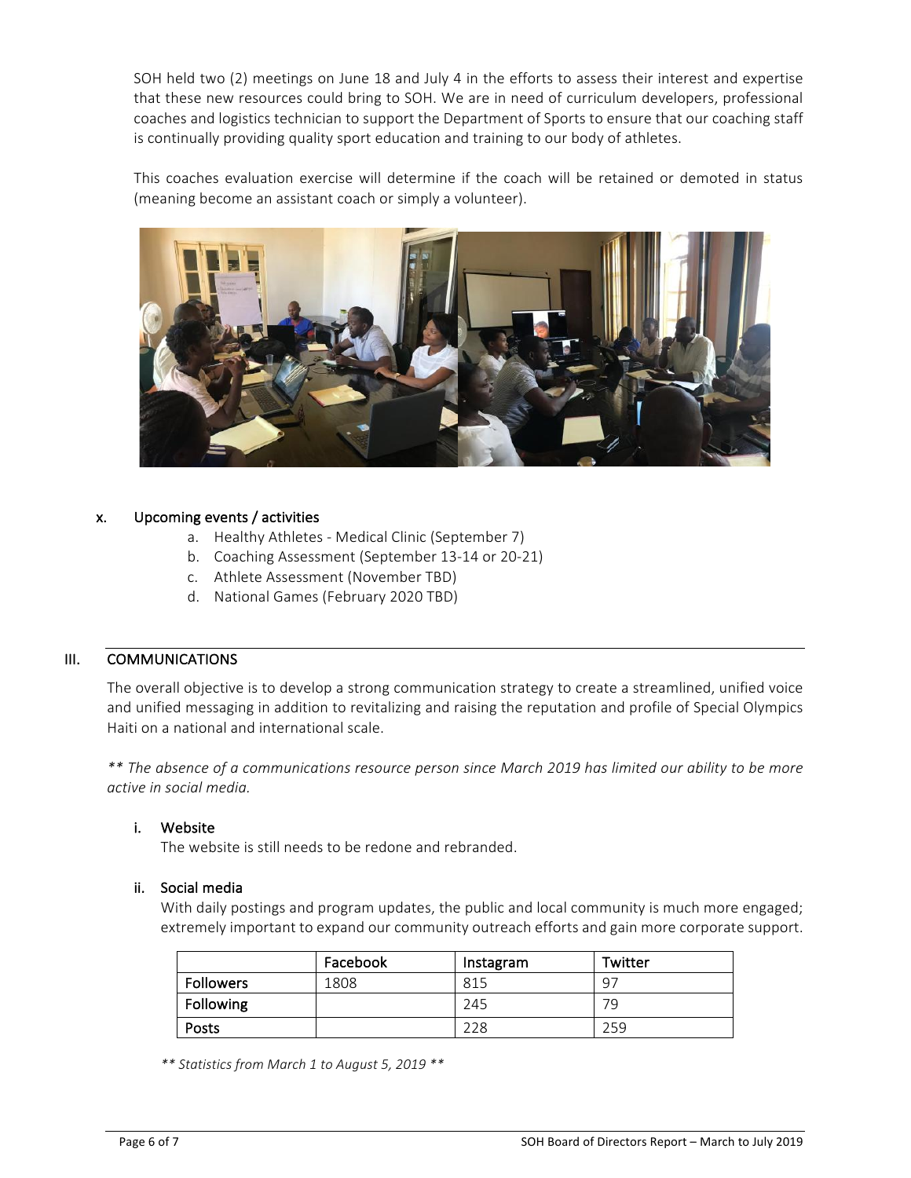SOH held two (2) meetings on June 18 and July 4 in the efforts to assess their interest and expertise that these new resources could bring to SOH. We are in need of curriculum developers, professional coaches and logistics technician to support the Department of Sports to ensure that our coaching staff is continually providing quality sport education and training to our body of athletes.

This coaches evaluation exercise will determine if the coach will be retained or demoted in status (meaning become an assistant coach or simply a volunteer).

### x. Upcoming events / activities

a. Healthy Athletes - Medical Clinic (September 7)
b. Coaching Assessment (September 13-14 or 20-21)
c. Athlete Assessment (November TBD)
d. National Games (February 2020 TBD)

## III. COMMUNICATIONS

The overall objective is to develop a strong communication strategy to create a streamlined, unified voice and unified messaging in addition to revitalizing and raising the reputation and profile of Special Olympics Haiti on a national and international scale.

*** The absence of a communications resource person since March 2019 has limited our ability to be more active in social media.*

### i. Website

The website is still needs to be redone and rebranded.

### ii. Social media

With daily postings and program updates, the public and local community is much more engaged; extremely important to expand our community outreach efforts and gain more corporate support.

| | Facebook | Instagram | Twitter |
|---|---|---|---|
| Followers | 1808 | 815 | 97 |
| Following | | 245 | 79 |
| Posts | | 228 | 259 |

*** Statistics from March 1 to August 5, 2019 ***